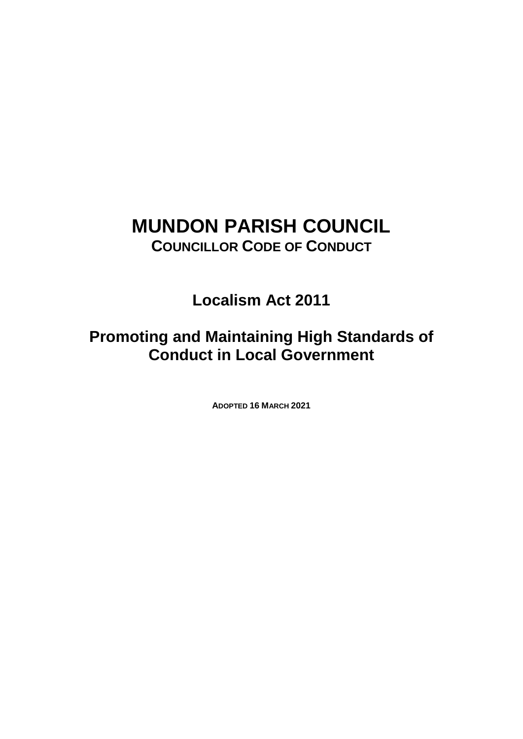# MUNDON PARISH COUNCIL

## COUNCILLOR CODE OF CONDUCT

## Localism Act 2011

## Promoting and Maintaining High Standards of Conduct in Local Government

**ADOPTED 16 MARCH 2021**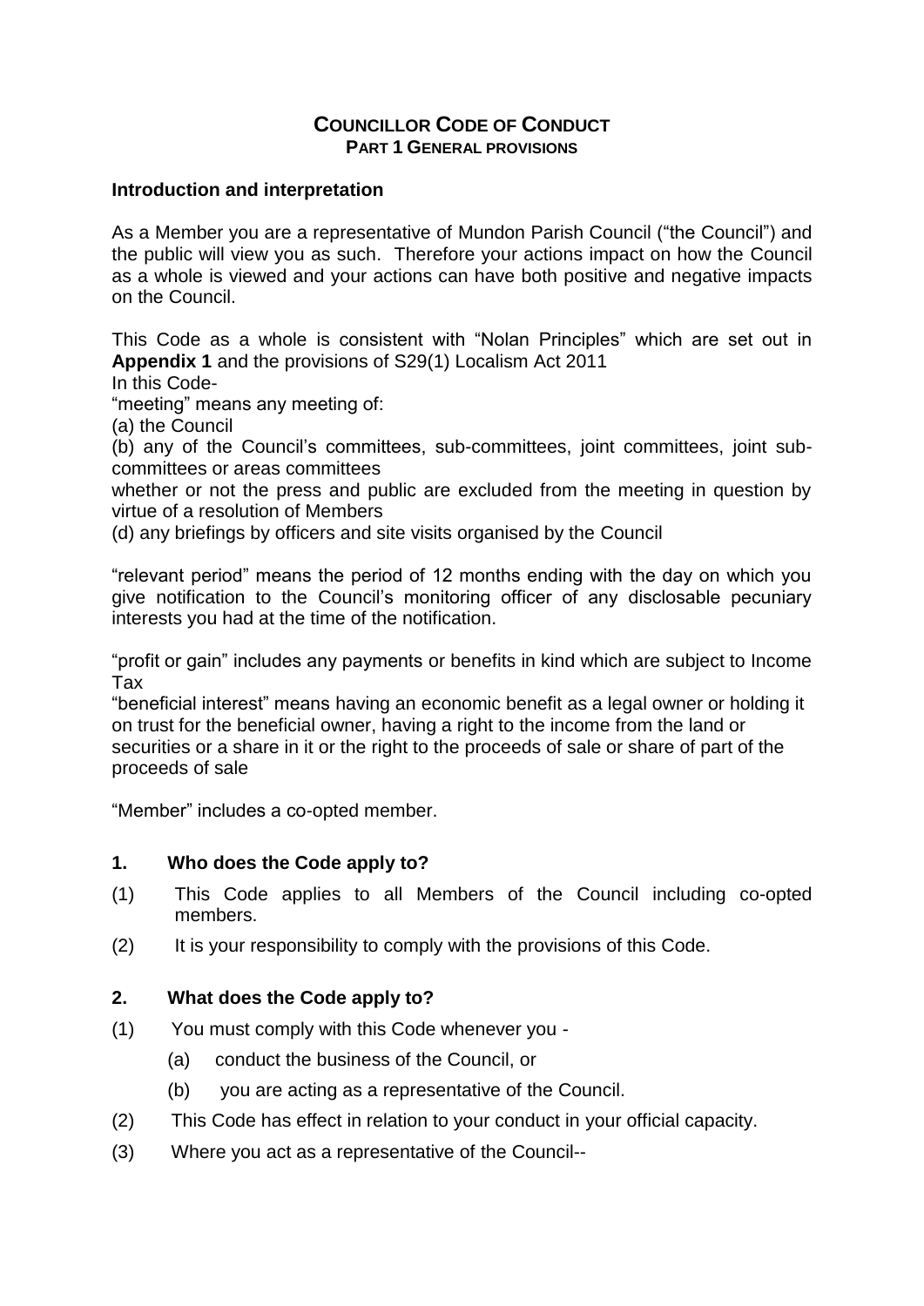# COUNCILLOR CODE OF CONDUCT

## PART 1 GENERAL PROVISIONS

### Introduction and interpretation

As a Member you are a representative of Mundon Parish Council ("the Council") and the public will view you as such. Therefore your actions impact on how the Council as a whole is viewed and your actions can have both positive and negative impacts on the Council.

This Code as a whole is consistent with "Nolan Principles" which are set out in **Appendix 1** and the provisions of S29(1) Localism Act 2011

In this Code-

"meeting" means any meeting of:

(a) the Council

(b) any of the Council's committees, sub-committees, joint committees, joint sub-committees or areas committees

whether or not the press and public are excluded from the meeting in question by virtue of a resolution of Members

(d) any briefings by officers and site visits organised by the Council

"relevant period" means the period of 12 months ending with the day on which you give notification to the Council's monitoring officer of any disclosable pecuniary interests you had at the time of the notification.

"profit or gain" includes any payments or benefits in kind which are subject to Income Tax

"beneficial interest" means having an economic benefit as a legal owner or holding it on trust for the beneficial owner, having a right to the income from the land or securities or a share in it or the right to the proceeds of sale or share of part of the proceeds of sale

"Member" includes a co-opted member.

### 1. Who does the Code apply to?

(1) This Code applies to all Members of the Council including co-opted members.

(2) It is your responsibility to comply with the provisions of this Code.

### 2. What does the Code apply to?

(1) You must comply with this Code whenever you -

(a) conduct the business of the Council, or

(b) you are acting as a representative of the Council.

(2) This Code has effect in relation to your conduct in your official capacity.

(3) Where you act as a representative of the Council--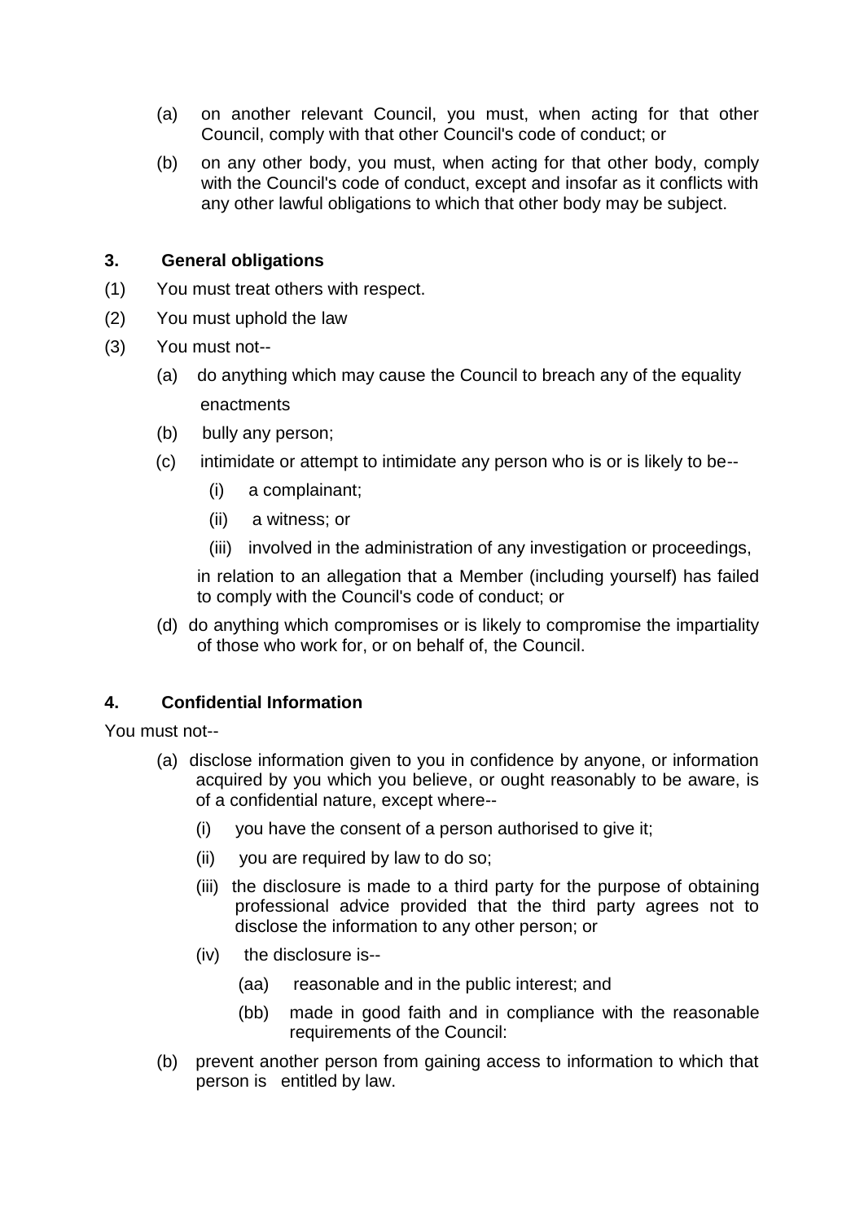(a) on another relevant Council, you must, when acting for that other Council, comply with that other Council's code of conduct; or

(b) on any other body, you must, when acting for that other body, comply with the Council's code of conduct, except and insofar as it conflicts with any other lawful obligations to which that other body may be subject.

### 3. General obligations

(1) You must treat others with respect.

(2) You must uphold the law

(3) You must not--

(a) do anything which may cause the Council to breach any of the equality enactments

(b) bully any person;

(c) intimidate or attempt to intimidate any person who is or is likely to be--

(i) a complainant;

(ii) a witness; or

(iii) involved in the administration of any investigation or proceedings,

in relation to an allegation that a Member (including yourself) has failed to comply with the Council's code of conduct; or

(d) do anything which compromises or is likely to compromise the impartiality of those who work for, or on behalf of, the Council.

### 4. Confidential Information

You must not--

(a) disclose information given to you in confidence by anyone, or information acquired by you which you believe, or ought reasonably to be aware, is of a confidential nature, except where--

(i) you have the consent of a person authorised to give it;

(ii) you are required by law to do so;

(iii) the disclosure is made to a third party for the purpose of obtaining professional advice provided that the third party agrees not to disclose the information to any other person; or

(iv) the disclosure is--

(aa) reasonable and in the public interest; and

(bb) made in good faith and in compliance with the reasonable requirements of the Council:

(b) prevent another person from gaining access to information to which that person is entitled by law.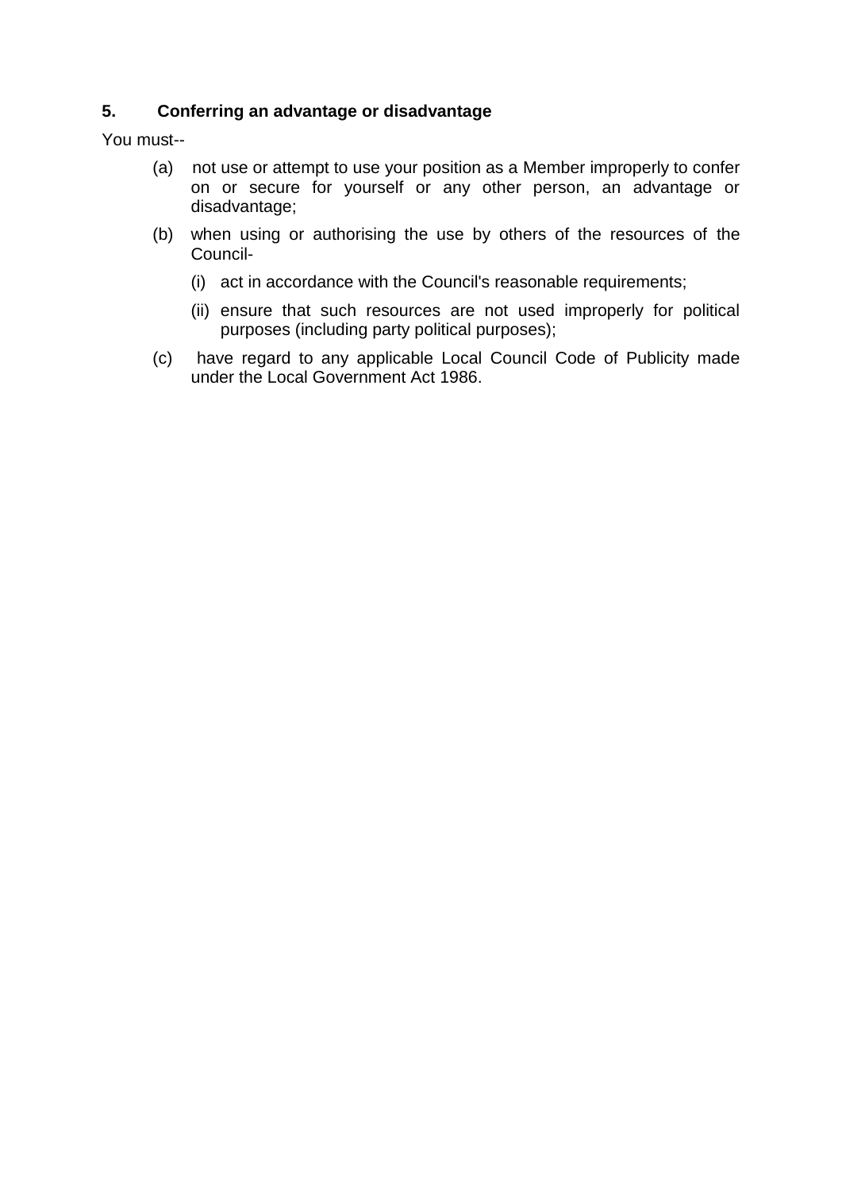## 5. Conferring an advantage or disadvantage

You must--

- (a) not use or attempt to use your position as a Member improperly to confer on or secure for yourself or any other person, an advantage or disadvantage;
- (b) when using or authorising the use by others of the resources of the Council-
  - (i) act in accordance with the Council's reasonable requirements;
  - (ii) ensure that such resources are not used improperly for political purposes (including party political purposes);
- (c) have regard to any applicable Local Council Code of Publicity made under the Local Government Act 1986.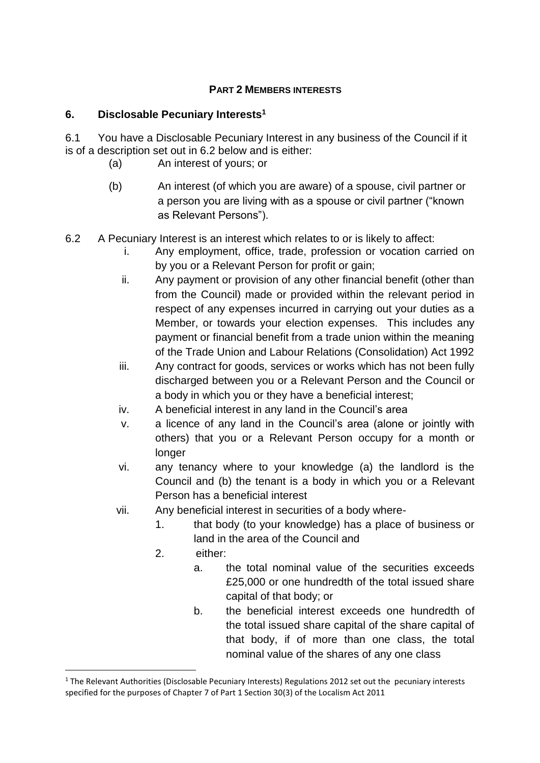## PART 2 MEMBERS INTERESTS

### 6. Disclosable Pecuniary Interests[1]

6.1 You have a Disclosable Pecuniary Interest in any business of the Council if it is of a description set out in 6.2 below and is either:

(a) An interest of yours; or

(b) An interest (of which you are aware) of a spouse, civil partner or a person you are living with as a spouse or civil partner ("known as Relevant Persons").

6.2 A Pecuniary Interest is an interest which relates to or is likely to affect:

i. Any employment, office, trade, profession or vocation carried on by you or a Relevant Person for profit or gain;

ii. Any payment or provision of any other financial benefit (other than from the Council) made or provided within the relevant period in respect of any expenses incurred in carrying out your duties as a Member, or towards your election expenses. This includes any payment or financial benefit from a trade union within the meaning of the Trade Union and Labour Relations (Consolidation) Act 1992

iii. Any contract for goods, services or works which has not been fully discharged between you or a Relevant Person and the Council or a body in which you or they have a beneficial interest;

iv. A beneficial interest in any land in the Council's area

v. a licence of any land in the Council's area (alone or jointly with others) that you or a Relevant Person occupy for a month or longer

vi. any tenancy where to your knowledge (a) the landlord is the Council and (b) the tenant is a body in which you or a Relevant Person has a beneficial interest

vii. Any beneficial interest in securities of a body where-

1. that body (to your knowledge) has a place of business or land in the area of the Council and
2. either:
   a. the total nominal value of the securities exceeds £25,000 or one hundredth of the total issued share capital of that body; or
   b. the beneficial interest exceeds one hundredth of the total issued share capital of the share capital of that body, if of more than one class, the total nominal value of the shares of any one class

---

[1] The Relevant Authorities (Disclosable Pecuniary Interests) Regulations 2012 set out the pecuniary interests specified for the purposes of Chapter 7 of Part 1 Section 30(3) of the Localism Act 2011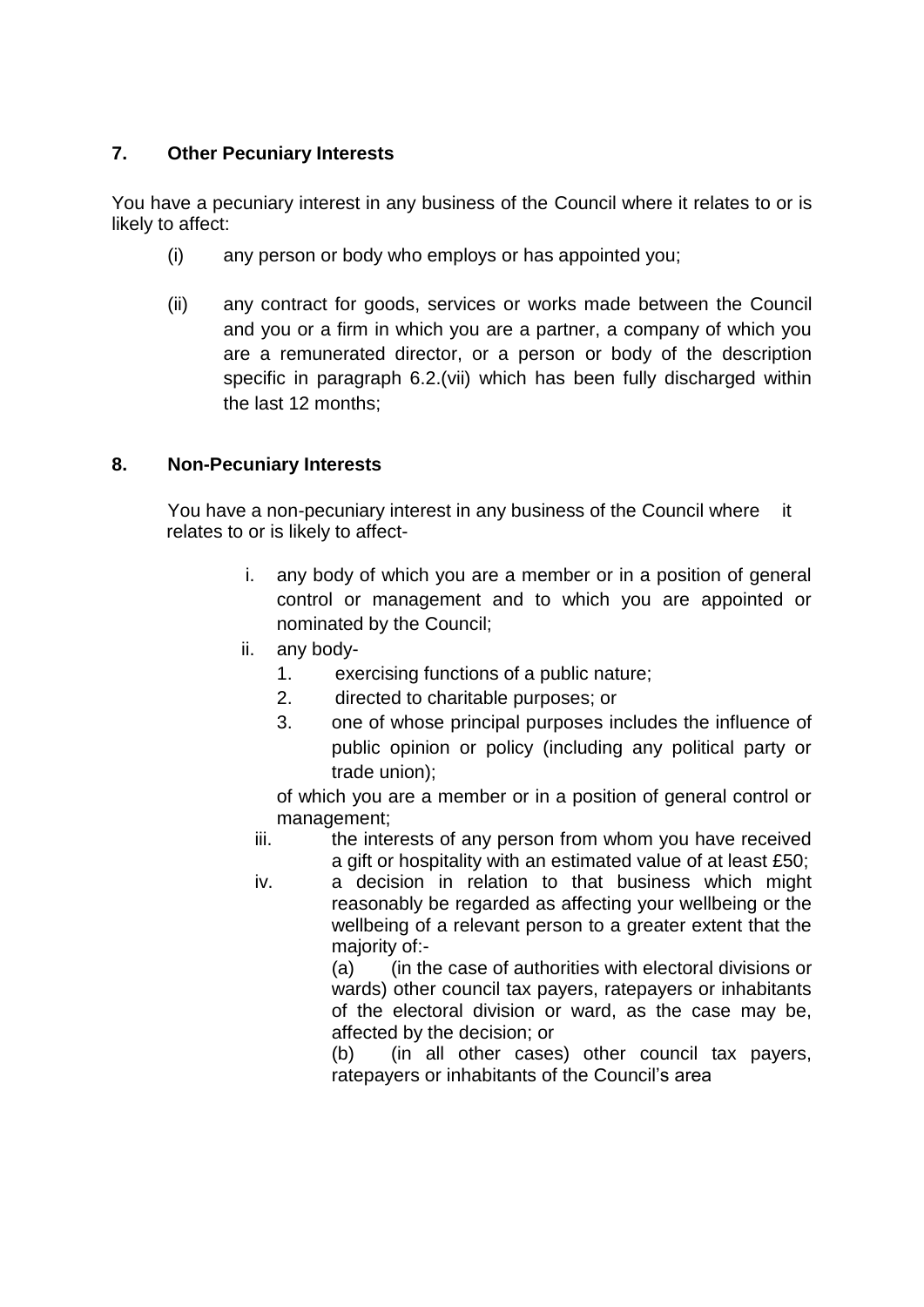## 7. Other Pecuniary Interests

You have a pecuniary interest in any business of the Council where it relates to or is likely to affect:

(i) any person or body who employs or has appointed you;

(ii) any contract for goods, services or works made between the Council and you or a firm in which you are a partner, a company of which you are a remunerated director, or a person or body of the description specific in paragraph 6.2.(vii) which has been fully discharged within the last 12 months;

## 8. Non-Pecuniary Interests

You have a non-pecuniary interest in any business of the Council where it relates to or is likely to affect-

i. any body of which you are a member or in a position of general control or management and to which you are appointed or nominated by the Council;

ii. any body-

   1. exercising functions of a public nature;
   2. directed to charitable purposes; or
   3. one of whose principal purposes includes the influence of public opinion or policy (including any political party or trade union);

   of which you are a member or in a position of general control or management;

iii. the interests of any person from whom you have received a gift or hospitality with an estimated value of at least £50;

iv. a decision in relation to that business which might reasonably be regarded as affecting your wellbeing or the wellbeing of a relevant person to a greater extent that the majority of:-

   (a) (in the case of authorities with electoral divisions or wards) other council tax payers, ratepayers or inhabitants of the electoral division or ward, as the case may be, affected by the decision; or

   (b) (in all other cases) other council tax payers, ratepayers or inhabitants of the Council's area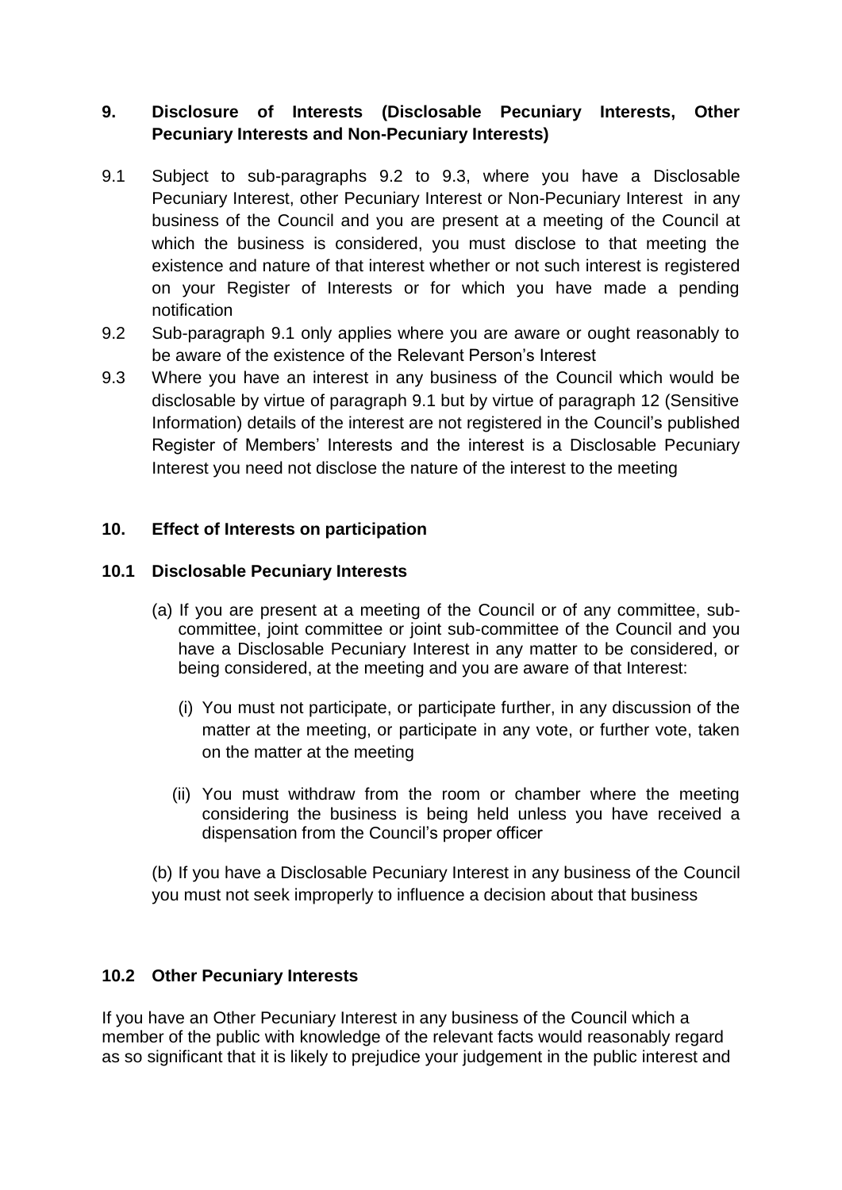## 9. Disclosure of Interests (Disclosable Pecuniary Interests, Other Pecuniary Interests and Non-Pecuniary Interests)

9.1 Subject to sub-paragraphs 9.2 to 9.3, where you have a Disclosable Pecuniary Interest, other Pecuniary Interest or Non-Pecuniary Interest in any business of the Council and you are present at a meeting of the Council at which the business is considered, you must disclose to that meeting the existence and nature of that interest whether or not such interest is registered on your Register of Interests or for which you have made a pending notification

9.2 Sub-paragraph 9.1 only applies where you are aware or ought reasonably to be aware of the existence of the Relevant Person's Interest

9.3 Where you have an interest in any business of the Council which would be disclosable by virtue of paragraph 9.1 but by virtue of paragraph 12 (Sensitive Information) details of the interest are not registered in the Council's published Register of Members' Interests and the interest is a Disclosable Pecuniary Interest you need not disclose the nature of the interest to the meeting

## 10. Effect of Interests on participation

### 10.1 Disclosable Pecuniary Interests

(a) If you are present at a meeting of the Council or of any committee, sub-committee, joint committee or joint sub-committee of the Council and you have a Disclosable Pecuniary Interest in any matter to be considered, or being considered, at the meeting and you are aware of that Interest:

(i) You must not participate, or participate further, in any discussion of the matter at the meeting, or participate in any vote, or further vote, taken on the matter at the meeting

(ii) You must withdraw from the room or chamber where the meeting considering the business is being held unless you have received a dispensation from the Council's proper officer

(b) If you have a Disclosable Pecuniary Interest in any business of the Council you must not seek improperly to influence a decision about that business

### 10.2 Other Pecuniary Interests

If you have an Other Pecuniary Interest in any business of the Council which a member of the public with knowledge of the relevant facts would reasonably regard as so significant that it is likely to prejudice your judgement in the public interest and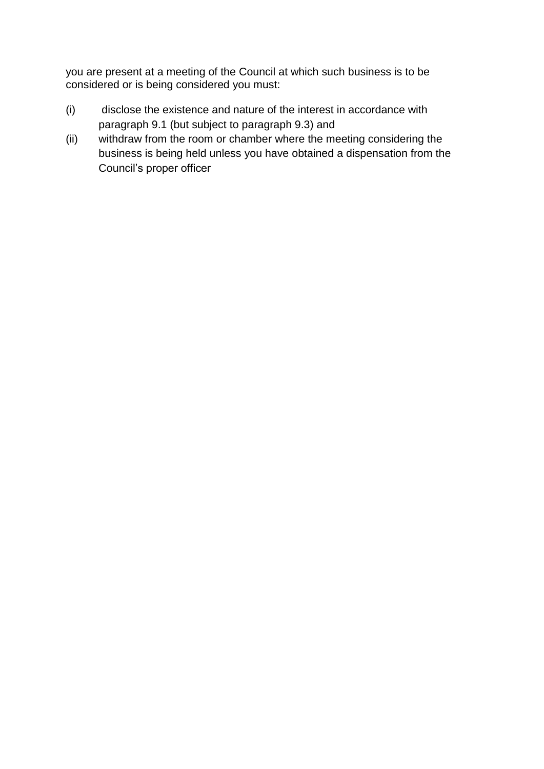you are present at a meeting of the Council at which such business is to be considered or is being considered you must:

(i) disclose the existence and nature of the interest in accordance with paragraph 9.1 (but subject to paragraph 9.3) and

(ii) withdraw from the room or chamber where the meeting considering the business is being held unless you have obtained a dispensation from the Council's proper officer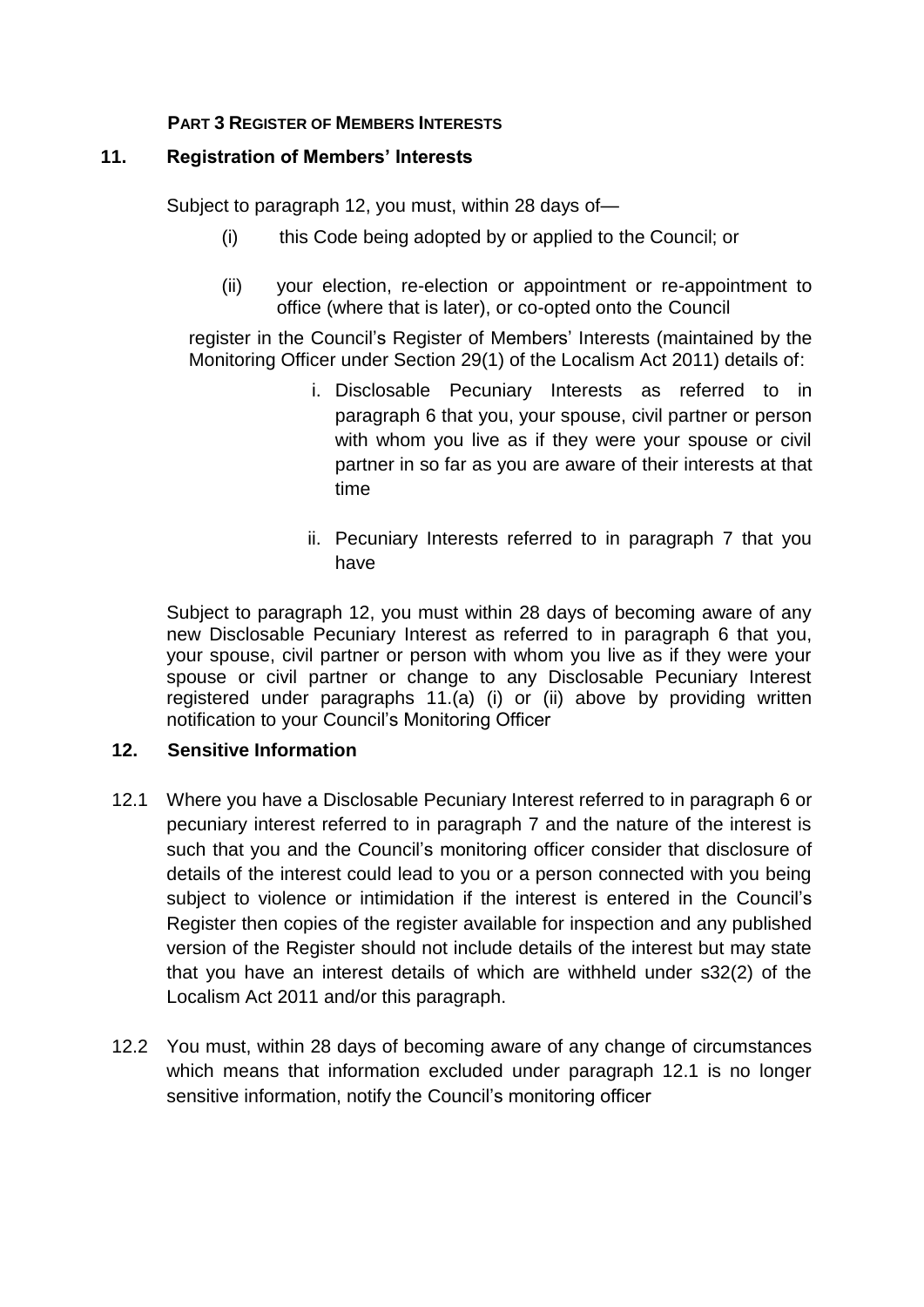**PART 3 REGISTER OF MEMBERS INTERESTS**

## 11. Registration of Members' Interests

Subject to paragraph 12, you must, within 28 days of—

(i) this Code being adopted by or applied to the Council; or

(ii) your election, re-election or appointment or re-appointment to office (where that is later), or co-opted onto the Council

register in the Council's Register of Members' Interests (maintained by the Monitoring Officer under Section 29(1) of the Localism Act 2011) details of:

i. Disclosable Pecuniary Interests as referred to in paragraph 6 that you, your spouse, civil partner or person with whom you live as if they were your spouse or civil partner in so far as you are aware of their interests at that time

ii. Pecuniary Interests referred to in paragraph 7 that you have

Subject to paragraph 12, you must within 28 days of becoming aware of any new Disclosable Pecuniary Interest as referred to in paragraph 6 that you, your spouse, civil partner or person with whom you live as if they were your spouse or civil partner or change to any Disclosable Pecuniary Interest registered under paragraphs 11.(a) (i) or (ii) above by providing written notification to your Council's Monitoring Officer

## 12. Sensitive Information

12.1 Where you have a Disclosable Pecuniary Interest referred to in paragraph 6 or pecuniary interest referred to in paragraph 7 and the nature of the interest is such that you and the Council's monitoring officer consider that disclosure of details of the interest could lead to you or a person connected with you being subject to violence or intimidation if the interest is entered in the Council's Register then copies of the register available for inspection and any published version of the Register should not include details of the interest but may state that you have an interest details of which are withheld under s32(2) of the Localism Act 2011 and/or this paragraph.

12.2 You must, within 28 days of becoming aware of any change of circumstances which means that information excluded under paragraph 12.1 is no longer sensitive information, notify the Council's monitoring officer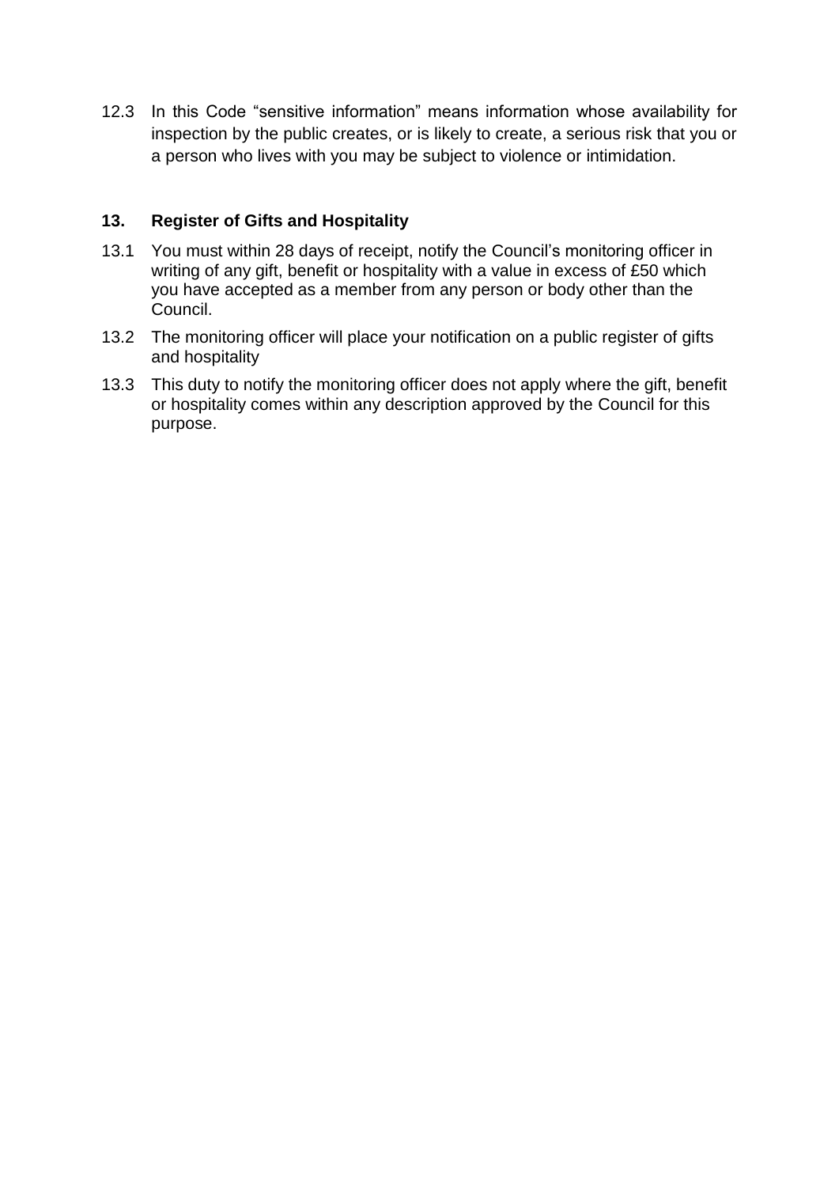12.3 In this Code "sensitive information" means information whose availability for inspection by the public creates, or is likely to create, a serious risk that you or a person who lives with you may be subject to violence or intimidation.

## 13. Register of Gifts and Hospitality

13.1 You must within 28 days of receipt, notify the Council's monitoring officer in writing of any gift, benefit or hospitality with a value in excess of £50 which you have accepted as a member from any person or body other than the Council.

13.2 The monitoring officer will place your notification on a public register of gifts and hospitality

13.3 This duty to notify the monitoring officer does not apply where the gift, benefit or hospitality comes within any description approved by the Council for this purpose.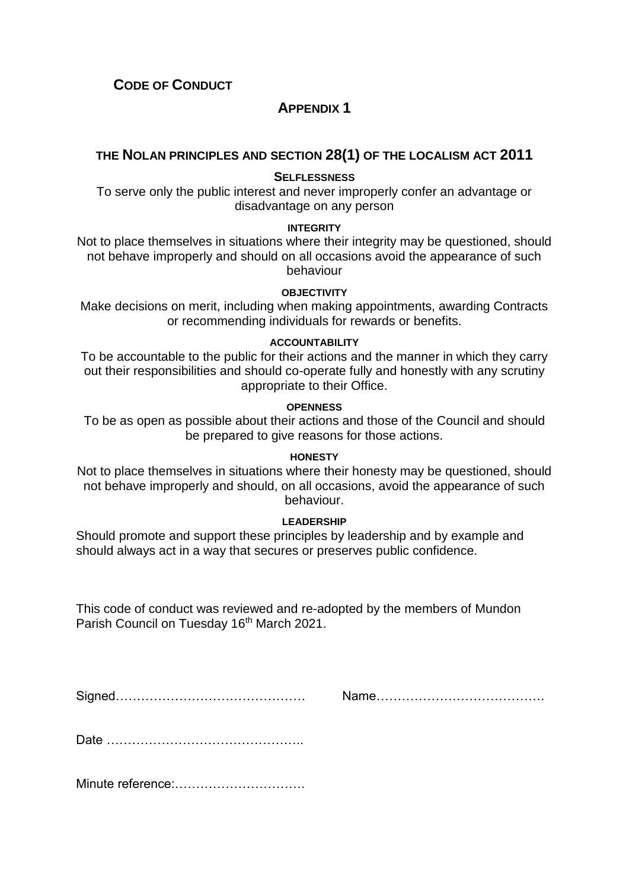## CODE OF CONDUCT

### APPENDIX 1

### THE NOLAN PRINCIPLES AND SECTION 28(1) OF THE LOCALISM ACT 2011

**SELFLESSNESS**

To serve only the public interest and never improperly confer an advantage or disadvantage on any person

**INTEGRITY**

Not to place themselves in situations where their integrity may be questioned, should not behave improperly and should on all occasions avoid the appearance of such behaviour

**OBJECTIVITY**

Make decisions on merit, including when making appointments, awarding Contracts or recommending individuals for rewards or benefits.

**ACCOUNTABILITY**

To be accountable to the public for their actions and the manner in which they carry out their responsibilities and should co-operate fully and honestly with any scrutiny appropriate to their Office.

**OPENNESS**

To be as open as possible about their actions and those of the Council and should be prepared to give reasons for those actions.

**HONESTY**

Not to place themselves in situations where their honesty may be questioned, should not behave improperly and should, on all occasions, avoid the appearance of such behaviour.

**LEADERSHIP**

Should promote and support these principles by leadership and by example and should always act in a way that secures or preserves public confidence.

This code of conduct was reviewed and re-adopted by the members of Mundon Parish Council on Tuesday 16th March 2021.

Signed……………………………………… Name………………………………….

Date ………………………………………..

Minute reference:………………………….